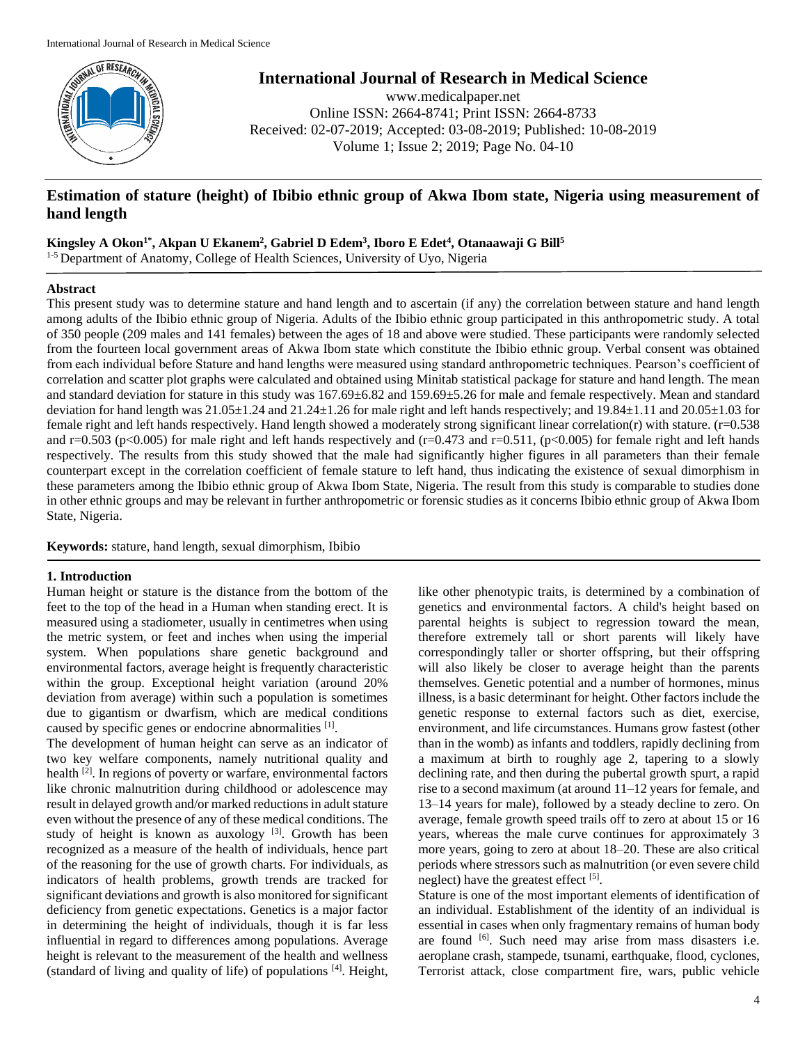# International Journal of Research in Medical Science

www.medicalpaper.net
Online ISSN: 2664-8741; Print ISSN: 2664-8733
Received: 02-07-2019; Accepted: 03-08-2019; Published: 10-08-2019

## Estimation of stature (height) of Ibibio ethnic group of Akwa Ibom state, Nigeria using measurement of hand length

**Kingsley A Okon[1*], Akpan U Ekanem[2], Gabriel D Edem[3], Iboro E Edet[4], Otanaawaji G Bill[5]**

[1-5] Department of Anatomy, College of Health Sciences, University of Uyo, Nigeria

### Abstract

This present study was to determine stature and hand length and to ascertain (if any) the correlation between stature and hand length among adults of the Ibibio ethnic group of Nigeria. Adults of the Ibibio ethnic group participated in this anthropometric study. A total of 350 people (209 males and 141 females) between the ages of 18 and above were studied. These participants were randomly selected from the fourteen local government areas of Akwa Ibom state which constitute the Ibibio ethnic group. Verbal consent was obtained from each individual before Stature and hand lengths were measured using standard anthropometric techniques. Pearson's coefficient of correlation and scatter plot graphs were calculated and obtained using Minitab statistical package for stature and hand length. The mean and standard deviation for stature in this study was 167.69±6.82 and 159.69±5.26 for male and female respectively. Mean and standard deviation for hand length was 21.05±1.24 and 21.24±1.26 for male right and left hands respectively; and 19.84±1.11 and 20.05±1.03 for female right and left hands respectively. Hand length showed a moderately strong significant linear correlation(r) with stature. (r=0.538 and r=0.503 (p<0.005) for male right and left hands respectively and (r=0.473 and r=0.511, (p<0.005) for female right and left hands respectively. The results from this study showed that the male had significantly higher figures in all parameters than their female counterpart except in the correlation coefficient of female stature to left hand, thus indicating the existence of sexual dimorphism in these parameters among the Ibibio ethnic group of Akwa Ibom State, Nigeria. The result from this study is comparable to studies done in other ethnic groups and may be relevant in further anthropometric or forensic studies as it concerns Ibibio ethnic group of Akwa Ibom State, Nigeria.

**Keywords:** stature, hand length, sexual dimorphism, Ibibio

### 1. Introduction

Human height or stature is the distance from the bottom of the feet to the top of the head in a Human when standing erect. It is measured using a stadiometer, usually in centimetres when using the metric system, or feet and inches when using the imperial system. When populations share genetic background and environmental factors, average height is frequently characteristic within the group. Exceptional height variation (around 20% deviation from average) within such a population is sometimes due to gigantism or dwarfism, which are medical conditions caused by specific genes or endocrine abnormalities [1].

The development of human height can serve as an indicator of two key welfare components, namely nutritional quality and health [2]. In regions of poverty or warfare, environmental factors like chronic malnutrition during childhood or adolescence may result in delayed growth and/or marked reductions in adult stature even without the presence of any of these medical conditions. The study of height is known as auxology [3]. Growth has been recognized as a measure of the health of individuals, hence part of the reasoning for the use of growth charts. For individuals, as indicators of health problems, growth trends are tracked for significant deviations and growth is also monitored for significant deficiency from genetic expectations. Genetics is a major factor in determining the height of individuals, though it is far less influential in regard to differences among populations. Average height is relevant to the measurement of the health and wellness (standard of living and quality of life) of populations [4]. Height, like other phenotypic traits, is determined by a combination of genetics and environmental factors. A child's height based on parental heights is subject to regression toward the mean, therefore extremely tall or short parents will likely have correspondingly taller or shorter offspring, but their offspring will also likely be closer to average height than the parents themselves. Genetic potential and a number of hormones, minus illness, is a basic determinant for height. Other factors include the genetic response to external factors such as diet, exercise, environment, and life circumstances. Humans grow fastest (other than in the womb) as infants and toddlers, rapidly declining from a maximum at birth to roughly age 2, tapering to a slowly declining rate, and then during the pubertal growth spurt, a rapid rise to a second maximum (at around 11–12 years for female, and 13–14 years for male), followed by a steady decline to zero. On average, female growth speed trails off to zero at about 15 or 16 years, whereas the male curve continues for approximately 3 more years, going to zero at about 18–20. These are also critical periods where stressors such as malnutrition (or even severe child neglect) have the greatest effect [5].

Stature is one of the most important elements of identification of an individual. Establishment of the identity of an individual is essential in cases when only fragmentary remains of human body are found [6]. Such need may arise from mass disasters i.e. aeroplane crash, stampede, tsunami, earthquake, flood, cyclones, Terrorist attack, close compartment fire, wars, public vehicle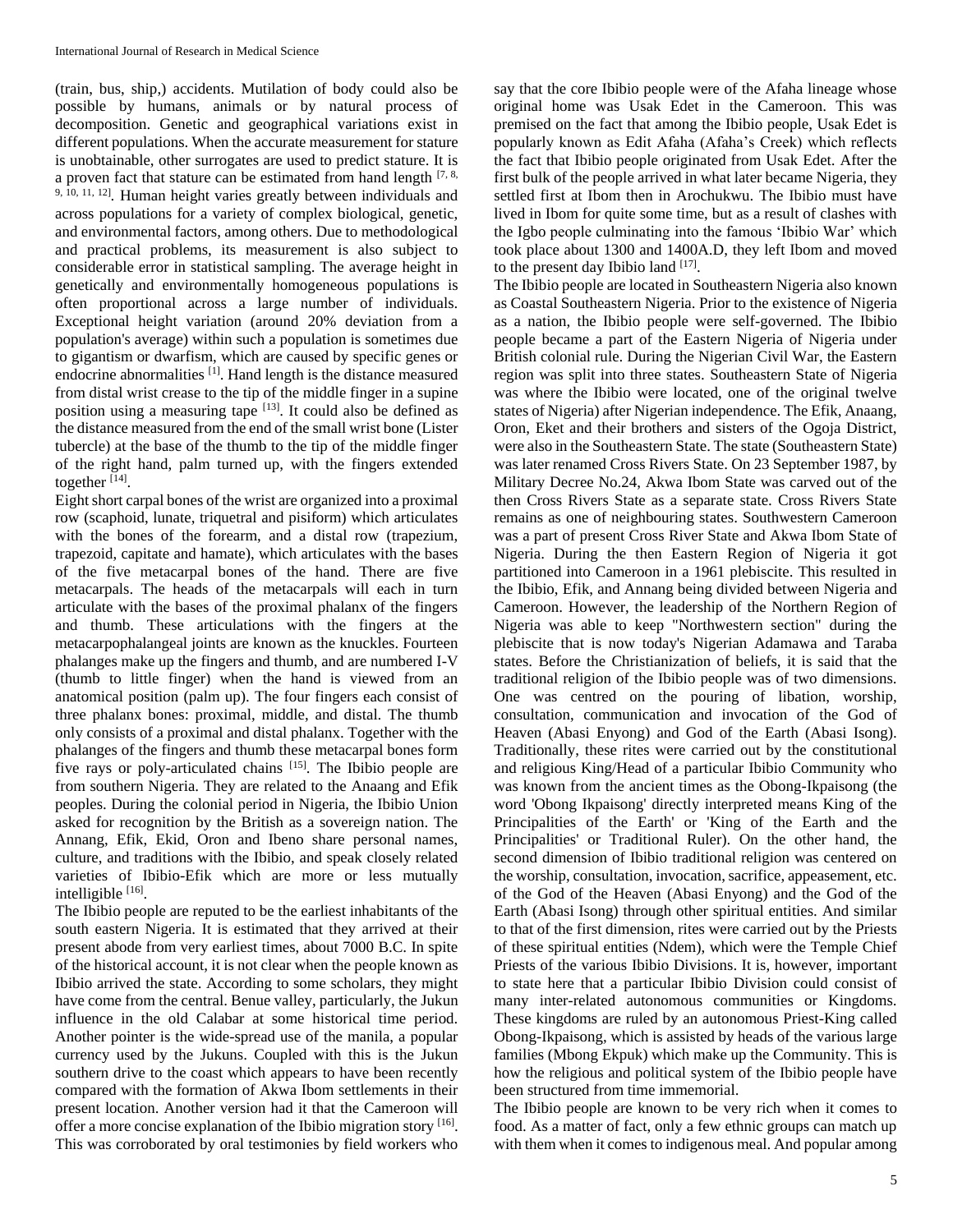(train, bus, ship,) accidents. Mutilation of body could also be possible by humans, animals or by natural process of decomposition. Genetic and geographical variations exist in different populations. When the accurate measurement for stature is unobtainable, other surrogates are used to predict stature. It is a proven fact that stature can be estimated from hand length [7, 8, 9, 10, 11, 12]. Human height varies greatly between individuals and across populations for a variety of complex biological, genetic, and environmental factors, among others. Due to methodological and practical problems, its measurement is also subject to considerable error in statistical sampling. The average height in genetically and environmentally homogeneous populations is often proportional across a large number of individuals. Exceptional height variation (around 20% deviation from a population's average) within such a population is sometimes due to gigantism or dwarfism, which are caused by specific genes or endocrine abnormalities [1]. Hand length is the distance measured from distal wrist crease to the tip of the middle finger in a supine position using a measuring tape [13]. It could also be defined as the distance measured from the end of the small wrist bone (Lister tubercle) at the base of the thumb to the tip of the middle finger of the right hand, palm turned up, with the fingers extended together [14].

Eight short carpal bones of the wrist are organized into a proximal row (scaphoid, lunate, triquetral and pisiform) which articulates with the bones of the forearm, and a distal row (trapezium, trapezoid, capitate and hamate), which articulates with the bases of the five metacarpal bones of the hand. There are five metacarpals. The heads of the metacarpals will each in turn articulate with the bases of the proximal phalanx of the fingers and thumb. These articulations with the fingers at the metacarpophalangeal joints are known as the knuckles. Fourteen phalanges make up the fingers and thumb, and are numbered I-V (thumb to little finger) when the hand is viewed from an anatomical position (palm up). The four fingers each consist of three phalanx bones: proximal, middle, and distal. The thumb only consists of a proximal and distal phalanx. Together with the phalanges of the fingers and thumb these metacarpal bones form five rays or poly-articulated chains [15]. The Ibibio people are from southern Nigeria. They are related to the Anaang and Efik peoples. During the colonial period in Nigeria, the Ibibio Union asked for recognition by the British as a sovereign nation. The Annang, Efik, Ekid, Oron and Ibeno share personal names, culture, and traditions with the Ibibio, and speak closely related varieties of Ibibio-Efik which are more or less mutually intelligible [16].

The Ibibio people are reputed to be the earliest inhabitants of the south eastern Nigeria. It is estimated that they arrived at their present abode from very earliest times, about 7000 B.C. In spite of the historical account, it is not clear when the people known as Ibibio arrived the state. According to some scholars, they might have come from the central. Benue valley, particularly, the Jukun influence in the old Calabar at some historical time period. Another pointer is the wide-spread use of the manila, a popular currency used by the Jukuns. Coupled with this is the Jukun southern drive to the coast which appears to have been recently compared with the formation of Akwa Ibom settlements in their present location. Another version had it that the Cameroon will offer a more concise explanation of the Ibibio migration story [16]. This was corroborated by oral testimonies by field workers who say that the core Ibibio people were of the Afaha lineage whose original home was Usak Edet in the Cameroon. This was premised on the fact that among the Ibibio people, Usak Edet is popularly known as Edit Afaha (Afaha's Creek) which reflects the fact that Ibibio people originated from Usak Edet. After the first bulk of the people arrived in what later became Nigeria, they settled first at Ibom then in Arochukwu. The Ibibio must have lived in Ibom for quite some time, but as a result of clashes with the Igbo people culminating into the famous 'Ibibio War' which took place about 1300 and 1400A.D, they left Ibom and moved to the present day Ibibio land [17].

The Ibibio people are located in Southeastern Nigeria also known as Coastal Southeastern Nigeria. Prior to the existence of Nigeria as a nation, the Ibibio people were self-governed. The Ibibio people became a part of the Eastern Nigeria of Nigeria under British colonial rule. During the Nigerian Civil War, the Eastern region was split into three states. Southeastern State of Nigeria was where the Ibibio were located, one of the original twelve states of Nigeria) after Nigerian independence. The Efik, Anaang, Oron, Eket and their brothers and sisters of the Ogoja District, were also in the Southeastern State. The state (Southeastern State) was later renamed Cross Rivers State. On 23 September 1987, by Military Decree No.24, Akwa Ibom State was carved out of the then Cross Rivers State as a separate state. Cross Rivers State remains as one of neighbouring states. Southwestern Cameroon was a part of present Cross River State and Akwa Ibom State of Nigeria. During the then Eastern Region of Nigeria it got partitioned into Cameroon in a 1961 plebiscite. This resulted in the Ibibio, Efik, and Annang being divided between Nigeria and Cameroon. However, the leadership of the Northern Region of Nigeria was able to keep "Northwestern section" during the plebiscite that is now today's Nigerian Adamawa and Taraba states. Before the Christianization of beliefs, it is said that the traditional religion of the Ibibio people was of two dimensions. One was centred on the pouring of libation, worship, consultation, communication and invocation of the God of Heaven (Abasi Enyong) and God of the Earth (Abasi Isong). Traditionally, these rites were carried out by the constitutional and religious King/Head of a particular Ibibio Community who was known from the ancient times as the Obong-Ikpaisong (the word 'Obong Ikpaisong' directly interpreted means King of the Principalities of the Earth' or 'King of the Earth and the Principalities' or Traditional Ruler). On the other hand, the second dimension of Ibibio traditional religion was centered on the worship, consultation, invocation, sacrifice, appeasement, etc. of the God of the Heaven (Abasi Enyong) and the God of the Earth (Abasi Isong) through other spiritual entities. And similar to that of the first dimension, rites were carried out by the Priests of these spiritual entities (Ndem), which were the Temple Chief Priests of the various Ibibio Divisions. It is, however, important to state here that a particular Ibibio Division could consist of many inter-related autonomous communities or Kingdoms. These kingdoms are ruled by an autonomous Priest-King called Obong-Ikpaisong, which is assisted by heads of the various large families (Mbong Ekpuk) which make up the Community. This is how the religious and political system of the Ibibio people have been structured from time immemorial.

The Ibibio people are known to be very rich when it comes to food. As a matter of fact, only a few ethnic groups can match up with them when it comes to indigenous meal. And popular among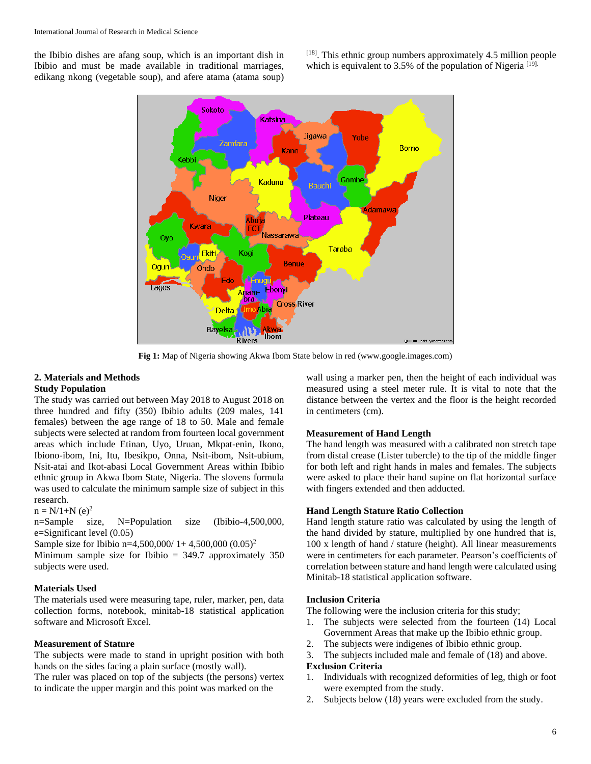the Ibibio dishes are afang soup, which is an important dish in Ibibio and must be made available in traditional marriages, edikang nkong (vegetable soup), and afere atama (atama soup) [18]. This ethnic group numbers approximately 4.5 million people which is equivalent to 3.5% of the population of Nigeria [19].

**Fig 1:** Map of Nigeria showing Akwa Ibom State below in red (www.google.images.com)

## 2. Materials and Methods

### Study Population

The study was carried out between May 2018 to August 2018 on three hundred and fifty (350) Ibibio adults (209 males, 141 females) between the age range of 18 to 50. Male and female subjects were selected at random from fourteen local government areas which include Etinan, Uyo, Uruan, Mkpat-enin, Ikono, Ibiono-ibom, Ini, Itu, Ibesikpo, Onna, Nsit-ibom, Nsit-ubium, Nsit-atai and Ikot-abasi Local Government Areas within Ibibio ethnic group in Akwa Ibom State, Nigeria. The slovens formula was used to calculate the minimum sample size of subject in this research.

$n = N/1+N(e)^2$

n=Sample size, N=Population size (Ibibio-4,500,000, e=Significant level (0.05)

Sample size for Ibibio $n=4,500,000/ 1+ 4,500,000 (0.05)^2$

Minimum sample size for Ibibio = 349.7 approximately 350 subjects were used.

### Materials Used

The materials used were measuring tape, ruler, marker, pen, data collection forms, notebook, minitab-18 statistical application software and Microsoft Excel.

### Measurement of Stature

The subjects were made to stand in upright position with both hands on the sides facing a plain surface (mostly wall).

The ruler was placed on top of the subjects (the persons) vertex to indicate the upper margin and this point was marked on the wall using a marker pen, then the height of each individual was measured using a steel meter rule. It is vital to note that the distance between the vertex and the floor is the height recorded in centimeters (cm).

### Measurement of Hand Length

The hand length was measured with a calibrated non stretch tape from distal crease (Lister tubercle) to the tip of the middle finger for both left and right hands in males and females. The subjects were asked to place their hand supine on flat horizontal surface with fingers extended and then adducted.

### Hand Length Stature Ratio Collection

Hand length stature ratio was calculated by using the length of the hand divided by stature, multiplied by one hundred that is, 100 x length of hand / stature (height). All linear measurements were in centimeters for each parameter. Pearson's coefficients of correlation between stature and hand length were calculated using Minitab-18 statistical application software.

### Inclusion Criteria

The following were the inclusion criteria for this study;

1. The subjects were selected from the fourteen (14) Local Government Areas that make up the Ibibio ethnic group.
2. The subjects were indigenes of Ibibio ethnic group.
3. The subjects included male and female of (18) and above.

### Exclusion Criteria

1. Individuals with recognized deformities of leg, thigh or foot were exempted from the study.
2. Subjects below (18) years were excluded from the study.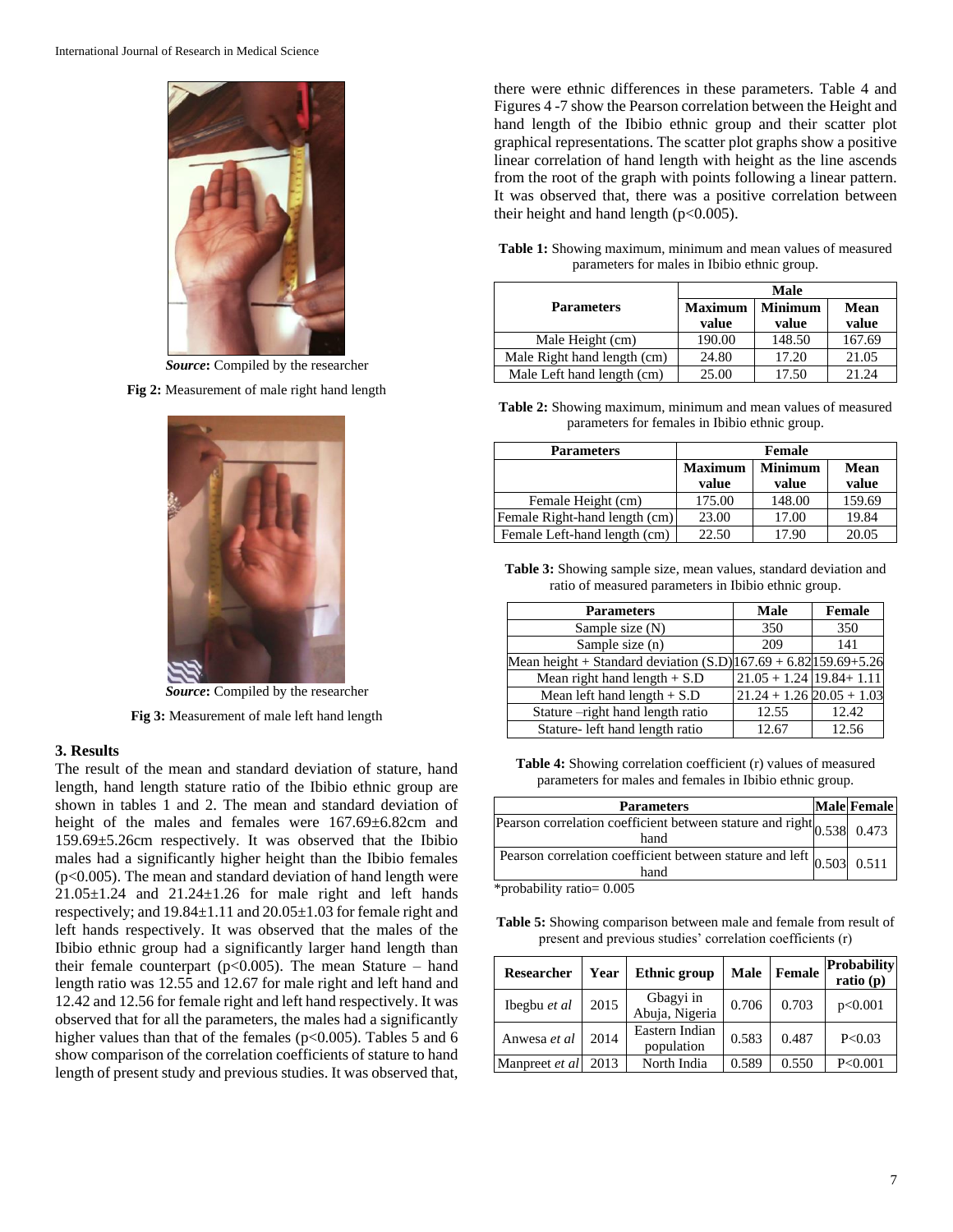*Source*: Compiled by the researcher

**Fig 2:** Measurement of male right hand length

*Source*: Compiled by the researcher

**Fig 3:** Measurement of male left hand length

## 3. Results

The result of the mean and standard deviation of stature, hand length, hand length stature ratio of the Ibibio ethnic group are shown in tables 1 and 2. The mean and standard deviation of height of the males and females were 167.69±6.82cm and 159.69±5.26cm respectively. It was observed that the Ibibio males had a significantly higher height than the Ibibio females ($p<0.005$). The mean and standard deviation of hand length were 21.05±1.24 and 21.24±1.26 for male right and left hands respectively; and 19.84±1.11 and 20.05±1.03 for female right and left hands respectively. It was observed that the males of the Ibibio ethnic group had a significantly larger hand length than their female counterpart ($p<0.005$). The mean Stature – hand length ratio was 12.55 and 12.67 for male right and left hand and 12.42 and 12.56 for female right and left hand respectively. It was observed that for all the parameters, the males had a significantly higher values than that of the females ($p<0.005$). Tables 5 and 6 show comparison of the correlation coefficients of stature to hand length of present study and previous studies. It was observed that, there were ethnic differences in these parameters. Table 4 and Figures 4 -7 show the Pearson correlation between the Height and hand length of the Ibibio ethnic group and their scatter plot graphical representations. The scatter plot graphs show a positive linear correlation of hand length with height as the line ascends from the root of the graph with points following a linear pattern. It was observed that, there was a positive correlation between their height and hand length ($p<0.005$).

**Table 1:** Showing maximum, minimum and mean values of measured parameters for males in Ibibio ethnic group.

| Parameters | Male | | |
|---|---|---|---|
| | Maximum value | Minimum value | Mean value |
| Male Height (cm) | 190.00 | 148.50 | 167.69 |
| Male Right hand length (cm) | 24.80 | 17.20 | 21.05 |
| Male Left hand length (cm) | 25.00 | 17.50 | 21.24 |

**Table 2:** Showing maximum, minimum and mean values of measured parameters for females in Ibibio ethnic group.

| Parameters | Female | | |
|---|---|---|---|
| | Maximum value | Minimum value | Mean value |
| Female Height (cm) | 175.00 | 148.00 | 159.69 |
| Female Right-hand length (cm) | 23.00 | 17.00 | 19.84 |
| Female Left-hand length (cm) | 22.50 | 17.90 | 20.05 |

**Table 3:** Showing sample size, mean values, standard deviation and ratio of measured parameters in Ibibio ethnic group.

| Parameters | Male | Female |
|---|---|---|
| Sample size (N) | 350 | 350 |
| Sample size (n) | 209 | 141 |
| Mean height + Standard deviation (S.D) | 167.69 + 6.82 | 159.69+5.26 |
| Mean right hand length + S.D | 21.05 + 1.24 | 19.84+ 1.11 |
| Mean left hand length + S.D | 21.24 + 1.26 | 20.05 + 1.03 |
| Stature –right hand length ratio | 12.55 | 12.42 |
| Stature- left hand length ratio | 12.67 | 12.56 |

**Table 4:** Showing correlation coefficient (r) values of measured parameters for males and females in Ibibio ethnic group.

| Parameters | Male | Female |
|---|---|---|
| Pearson correlation coefficient between stature and right hand | 0.538 | 0.473 |
| Pearson correlation coefficient between stature and left hand | 0.503 | 0.511 |

*probability ratio= 0.005

**Table 5:** Showing comparison between male and female from result of present and previous studies' correlation coefficients (r)

| Researcher | Year | Ethnic group | Male | Female | Probability ratio (p) |
|---|---|---|---|---|---|
| Ibegbu *et al* | 2015 | Gbagyi in Abuja, Nigeria | 0.706 | 0.703 | p<0.001 |
| Anwesa *et al* | 2014 | Eastern Indian population | 0.583 | 0.487 | P<0.03 |
| Manpreet *et al* | 2013 | North India | 0.589 | 0.550 | P<0.001 |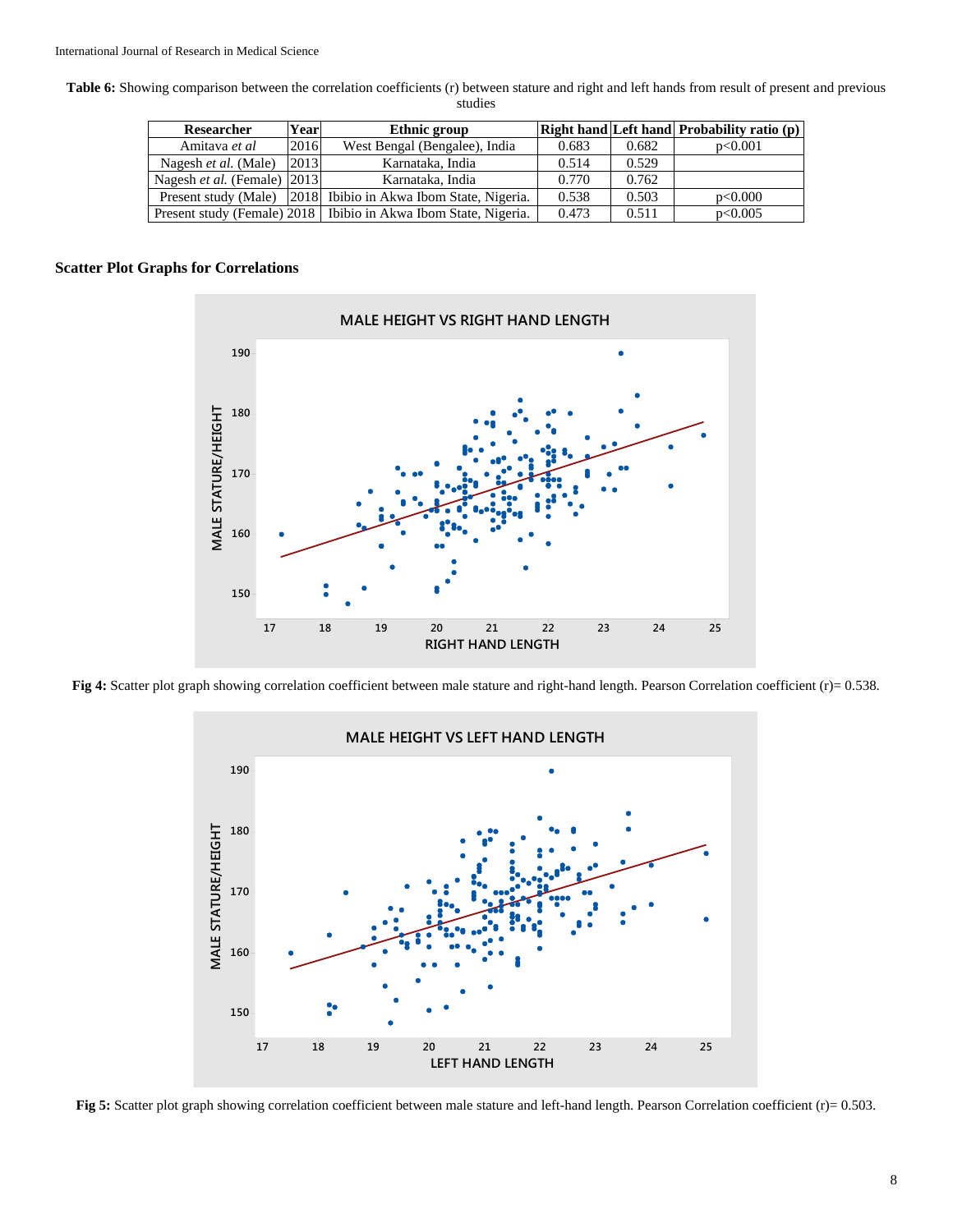**Table 6:** Showing comparison between the correlation coefficients (r) between stature and right and left hands from result of present and previous studies

| Researcher | Year | Ethnic group | Right hand | Left hand | Probability ratio (p) |
|---|---|---|---|---|---|
| Amitava *et al* | 2016 | West Bengal (Bengalee), India | 0.683 | 0.682 | p<0.001 |
| Nagesh *et al.* (Male) | 2013 | Karnataka, India | 0.514 | 0.529 | |
| Nagesh *et al.* (Female) | 2013 | Karnataka, India | 0.770 | 0.762 | |
| Present study (Male) | 2018 | Ibibio in Akwa Ibom State, Nigeria. | 0.538 | 0.503 | p<0.000 |
| Present study (Female) | 2018 | Ibibio in Akwa Ibom State, Nigeria. | 0.473 | 0.511 | p<0.005 |

### Scatter Plot Graphs for Correlations

**Fig 4:** Scatter plot graph showing correlation coefficient between male stature and right-hand length. Pearson Correlation coefficient (r)= 0.538.

**Fig 5:** Scatter plot graph showing correlation coefficient between male stature and left-hand length. Pearson Correlation coefficient (r)= 0.503.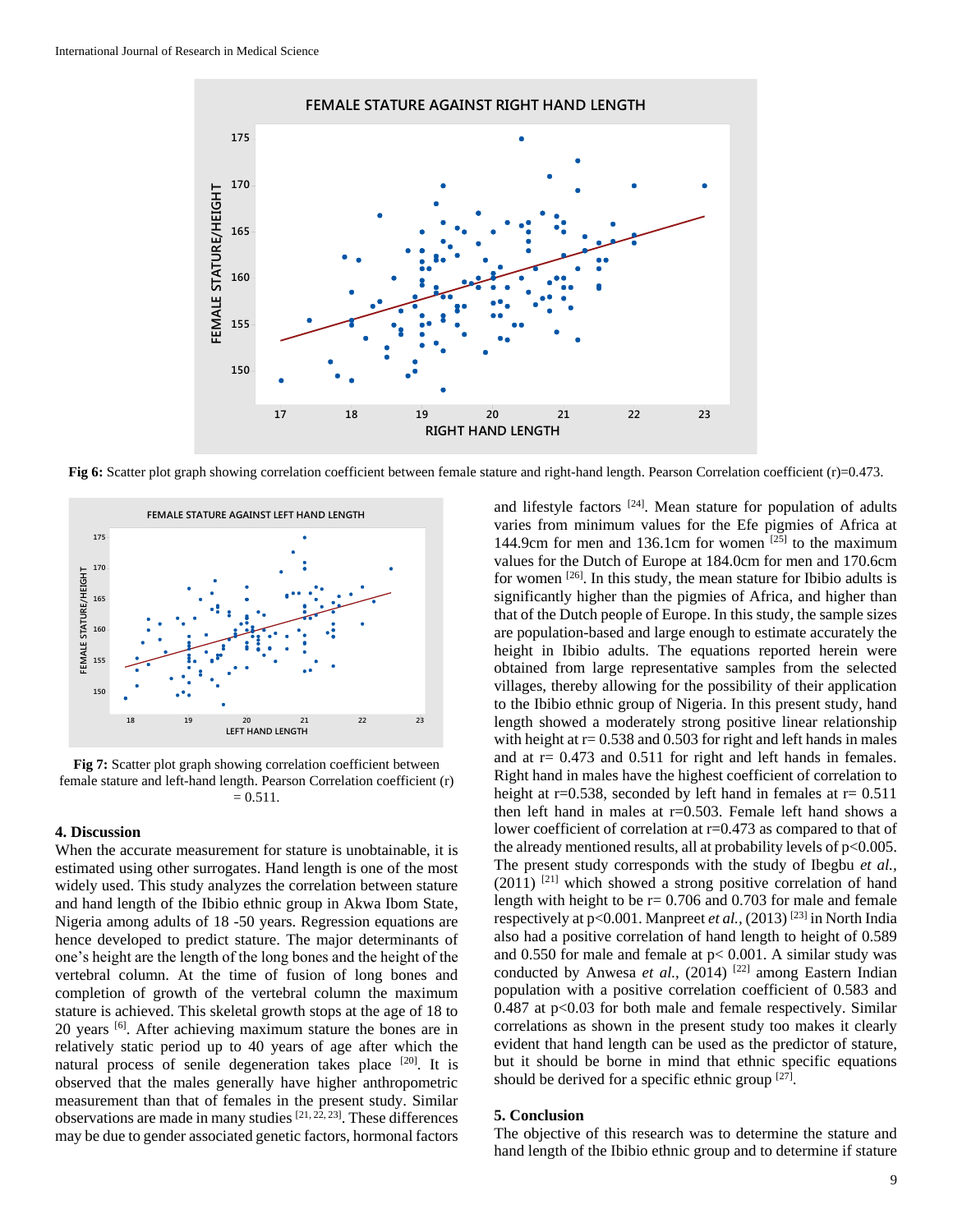Fig 6: Scatter plot graph showing correlation coefficient between female stature and right-hand length. Pearson Correlation coefficient (r)=0.473.

Fig 7: Scatter plot graph showing correlation coefficient between female stature and left-hand length. Pearson Correlation coefficient (r) = 0.511.

## 4. Discussion

When the accurate measurement for stature is unobtainable, it is estimated using other surrogates. Hand length is one of the most widely used. This study analyzes the correlation between stature and hand length of the Ibibio ethnic group in Akwa Ibom State, Nigeria among adults of 18 -50 years. Regression equations are hence developed to predict stature. The major determinants of one's height are the length of the long bones and the height of the vertebral column. At the time of fusion of long bones and completion of growth of the vertebral column the maximum stature is achieved. This skeletal growth stops at the age of 18 to 20 years [6]. After achieving maximum stature the bones are in relatively static period up to 40 years of age after which the natural process of senile degeneration takes place [20]. It is observed that the males generally have higher anthropometric measurement than that of females in the present study. Similar observations are made in many studies [21, 22, 23]. These differences may be due to gender associated genetic factors, hormonal factors and lifestyle factors [24]. Mean stature for population of adults varies from minimum values for the Efe pigmies of Africa at 144.9cm for men and 136.1cm for women [25] to the maximum values for the Dutch of Europe at 184.0cm for men and 170.6cm for women [26]. In this study, the mean stature for Ibibio adults is significantly higher than the pigmies of Africa, and higher than that of the Dutch people of Europe. In this study, the sample sizes are population-based and large enough to estimate accurately the height in Ibibio adults. The equations reported herein were obtained from large representative samples from the selected villages, thereby allowing for the possibility of their application to the Ibibio ethnic group of Nigeria. In this present study, hand length showed a moderately strong positive linear relationship with height at r= 0.538 and 0.503 for right and left hands in males and at r= 0.473 and 0.511 for right and left hands in females. Right hand in males have the highest coefficient of correlation to height at r=0.538, seconded by left hand in females at r= 0.511 then left hand in males at r=0.503. Female left hand shows a lower coefficient of correlation at r=0.473 as compared to that of the already mentioned results, all at probability levels of p<0.005. The present study corresponds with the study of Ibegbu *et al.,* (2011) [21] which showed a strong positive correlation of hand length with height to be r= 0.706 and 0.703 for male and female respectively at p<0.001. Manpreet *et al.,* (2013) [23] in North India also had a positive correlation of hand length to height of 0.589 and 0.550 for male and female at p< 0.001. A similar study was conducted by Anwesa *et al.,* (2014) [22] among Eastern Indian population with a positive correlation coefficient of 0.583 and 0.487 at p<0.03 for both male and female respectively. Similar correlations as shown in the present study too makes it clearly evident that hand length can be used as the predictor of stature, but it should be borne in mind that ethnic specific equations should be derived for a specific ethnic group [27].

## 5. Conclusion

The objective of this research was to determine the stature and hand length of the Ibibio ethnic group and to determine if stature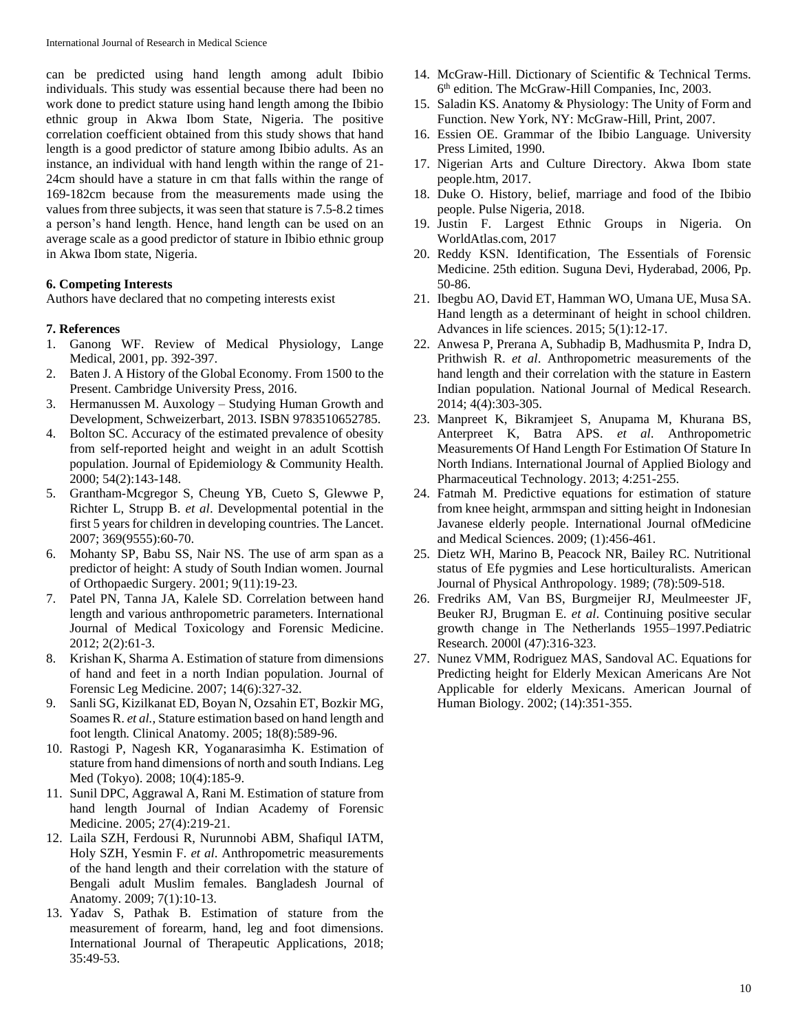can be predicted using hand length among adult Ibibio individuals. This study was essential because there had been no work done to predict stature using hand length among the Ibibio ethnic group in Akwa Ibom State, Nigeria. The positive correlation coefficient obtained from this study shows that hand length is a good predictor of stature among Ibibio adults. As an instance, an individual with hand length within the range of 21-24cm should have a stature in cm that falls within the range of 169-182cm because from the measurements made using the values from three subjects, it was seen that stature is 7.5-8.2 times a person's hand length. Hence, hand length can be used on an average scale as a good predictor of stature in Ibibio ethnic group in Akwa Ibom state, Nigeria.

## 6. Competing Interests

Authors have declared that no competing interests exist

## 7. References

1. Ganong WF. Review of Medical Physiology, Lange Medical, 2001, pp. 392-397.
2. Baten J. A History of the Global Economy. From 1500 to the Present. Cambridge University Press, 2016.
3. Hermanussen M. Auxology – Studying Human Growth and Development, Schweizerbart, 2013. ISBN 9783510652785.
4. Bolton SC. Accuracy of the estimated prevalence of obesity from self-reported height and weight in an adult Scottish population. Journal of Epidemiology & Community Health. 2000; 54(2):143-148.
5. Grantham-Mcgregor S, Cheung YB, Cueto S, Glewwe P, Richter L, Strupp B. *et al*. Developmental potential in the first 5 years for children in developing countries. The Lancet. 2007; 369(9555):60-70.
6. Mohanty SP, Babu SS, Nair NS. The use of arm span as a predictor of height: A study of South Indian women. Journal of Orthopaedic Surgery. 2001; 9(11):19-23.
7. Patel PN, Tanna JA, Kalele SD. Correlation between hand length and various anthropometric parameters. International Journal of Medical Toxicology and Forensic Medicine. 2012; 2(2):61-3.
8. Krishan K, Sharma A. Estimation of stature from dimensions of hand and feet in a north Indian population. Journal of Forensic Leg Medicine. 2007; 14(6):327-32.
9. Sanli SG, Kizilkanat ED, Boyan N, Ozsahin ET, Bozkir MG, Soames R. *et al.*, Stature estimation based on hand length and foot length. Clinical Anatomy. 2005; 18(8):589-96.
10. Rastogi P, Nagesh KR, Yoganarasimha K. Estimation of stature from hand dimensions of north and south Indians. Leg Med (Tokyo). 2008; 10(4):185-9.
11. Sunil DPC, Aggrawal A, Rani M. Estimation of stature from hand length Journal of Indian Academy of Forensic Medicine. 2005; 27(4):219-21.
12. Laila SZH, Ferdousi R, Nurunnobi ABM, Shafiqul IATM, Holy SZH, Yesmin F. *et al*. Anthropometric measurements of the hand length and their correlation with the stature of Bengali adult Muslim females. Bangladesh Journal of Anatomy. 2009; 7(1):10-13.
13. Yadav S, Pathak B. Estimation of stature from the measurement of forearm, hand, leg and foot dimensions. International Journal of Therapeutic Applications, 2018; 35:49-53.
14. McGraw-Hill. Dictionary of Scientific & Technical Terms. 6th edition. The McGraw-Hill Companies, Inc, 2003.
15. Saladin KS. Anatomy & Physiology: The Unity of Form and Function. New York, NY: McGraw-Hill, Print, 2007.
16. Essien OE. Grammar of the Ibibio Language. University Press Limited, 1990.
17. Nigerian Arts and Culture Directory. Akwa Ibom state people.htm, 2017.
18. Duke O. History, belief, marriage and food of the Ibibio people. Pulse Nigeria, 2018.
19. Justin F. Largest Ethnic Groups in Nigeria. On WorldAtlas.com, 2017
20. Reddy KSN. Identification, The Essentials of Forensic Medicine. 25th edition. Suguna Devi, Hyderabad, 2006, Pp. 50-86.
21. Ibegbu AO, David ET, Hamman WO, Umana UE, Musa SA. Hand length as a determinant of height in school children. Advances in life sciences. 2015; 5(1):12-17.
22. Anwesa P, Prerana A, Subhadip B, Madhusmita P, Indra D, Prithwish R. *et al*. Anthropometric measurements of the hand length and their correlation with the stature in Eastern Indian population. National Journal of Medical Research. 2014; 4(4):303-305.
23. Manpreet K, Bikramjeet S, Anupama M, Khurana BS, Anterpreet K, Batra APS. *et al*. Anthropometric Measurements Of Hand Length For Estimation Of Stature In North Indians. International Journal of Applied Biology and Pharmaceutical Technology. 2013; 4:251-255.
24. Fatmah M. Predictive equations for estimation of stature from knee height, armmspan and sitting height in Indonesian Javanese elderly people. International Journal ofMedicine and Medical Sciences. 2009; (1):456-461.
25. Dietz WH, Marino B, Peacock NR, Bailey RC. Nutritional status of Efe pygmies and Lese horticulturalists. American Journal of Physical Anthropology. 1989; (78):509-518.
26. Fredriks AM, Van BS, Burgmeijer RJ, Meulmeester JF, Beuker RJ, Brugman E. *et al*. Continuing positive secular growth change in The Netherlands 1955–1997.Pediatric Research. 2000l (47):316-323.
27. Nunez VMM, Rodriguez MAS, Sandoval AC. Equations for Predicting height for Elderly Mexican Americans Are Not Applicable for elderly Mexicans. American Journal of Human Biology. 2002; (14):351-355.